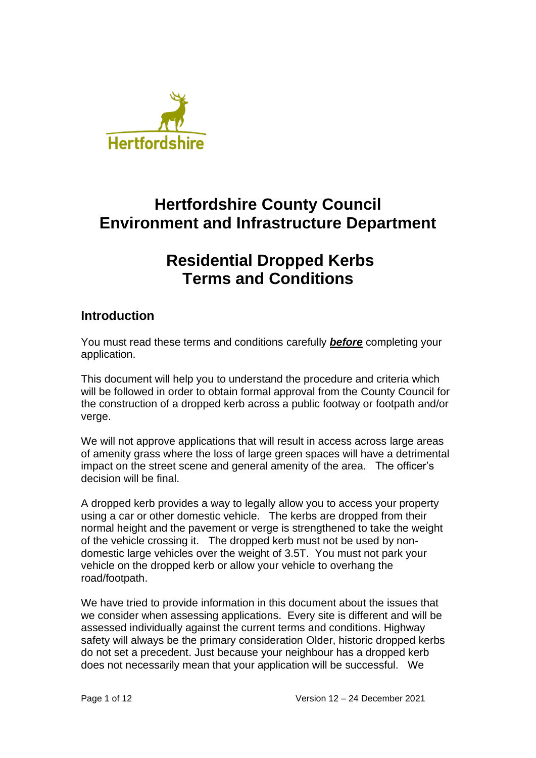# Hertfordshire County Council
# Environment and Infrastructure Department

# Residential Dropped Kerbs
# Terms and Conditions

## Introduction

You must read these terms and conditions carefully ***before*** completing your application.

This document will help you to understand the procedure and criteria which will be followed in order to obtain formal approval from the County Council for the construction of a dropped kerb across a public footway or footpath and/or verge.

We will not approve applications that will result in access across large areas of amenity grass where the loss of large green spaces will have a detrimental impact on the street scene and general amenity of the area. The officer's decision will be final.

A dropped kerb provides a way to legally allow you to access your property using a car or other domestic vehicle. The kerbs are dropped from their normal height and the pavement or verge is strengthened to take the weight of the vehicle crossing it. The dropped kerb must not be used by non-domestic large vehicles over the weight of 3.5T. You must not park your vehicle on the dropped kerb or allow your vehicle to overhang the road/footpath.

We have tried to provide information in this document about the issues that we consider when assessing applications. Every site is different and will be assessed individually against the current terms and conditions. Highway safety will always be the primary consideration Older, historic dropped kerbs do not set a precedent. Just because your neighbour has a dropped kerb does not necessarily mean that your application will be successful. We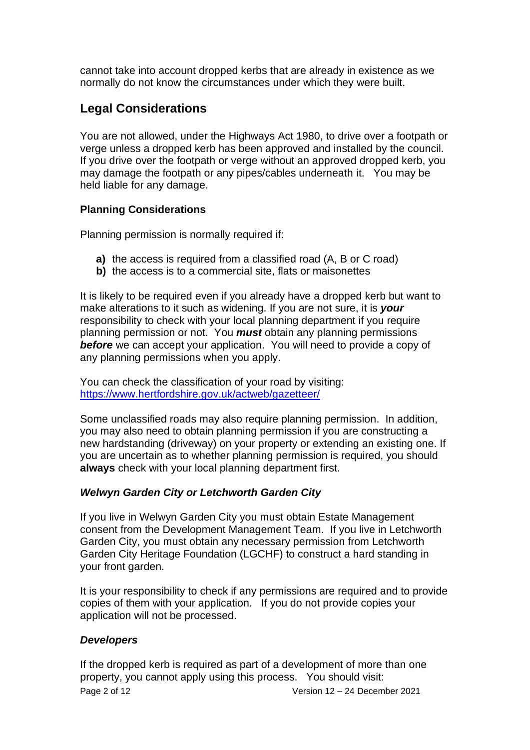cannot take into account dropped kerbs that are already in existence as we normally do not know the circumstances under which they were built.

## Legal Considerations

You are not allowed, under the Highways Act 1980, to drive over a footpath or verge unless a dropped kerb has been approved and installed by the council. If you drive over the footpath or verge without an approved dropped kerb, you may damage the footpath or any pipes/cables underneath it. You may be held liable for any damage.

### Planning Considerations

Planning permission is normally required if:

- **a)** the access is required from a classified road (A, B or C road)
- **b)** the access is to a commercial site, flats or maisonettes

It is likely to be required even if you already have a dropped kerb but want to make alterations to it such as widening. If you are not sure, it is ***your*** responsibility to check with your local planning department if you require planning permission or not. You ***must*** obtain any planning permissions ***before*** we can accept your application. You will need to provide a copy of any planning permissions when you apply.

You can check the classification of your road by visiting: https://www.hertfordshire.gov.uk/actweb/gazetteer/

Some unclassified roads may also require planning permission. In addition, you may also need to obtain planning permission if you are constructing a new hardstanding (driveway) on your property or extending an existing one. If you are uncertain as to whether planning permission is required, you should **always** check with your local planning department first.

#### *Welwyn Garden City or Letchworth Garden City*

If you live in Welwyn Garden City you must obtain Estate Management consent from the Development Management Team. If you live in Letchworth Garden City, you must obtain any necessary permission from Letchworth Garden City Heritage Foundation (LGCHF) to construct a hard standing in your front garden.

It is your responsibility to check if any permissions are required and to provide copies of them with your application. If you do not provide copies your application will not be processed.

#### *Developers*

If the dropped kerb is required as part of a development of more than one property, you cannot apply using this process. You should visit: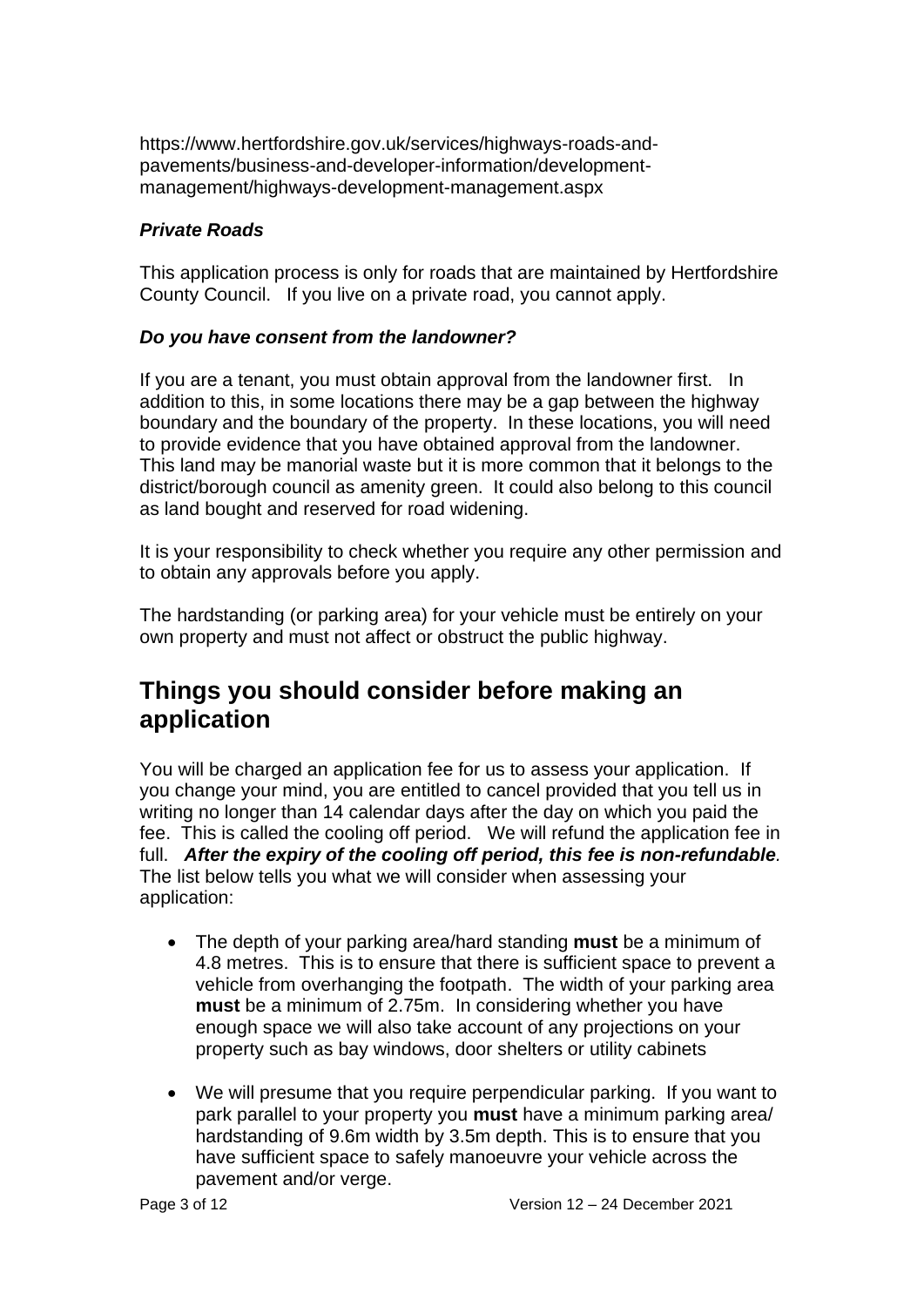https://www.hertfordshire.gov.uk/services/highways-roads-and-pavements/business-and-developer-information/development-management/highways-development-management.aspx

### *Private Roads*

This application process is only for roads that are maintained by Hertfordshire County Council. If you live on a private road, you cannot apply.

### *Do you have consent from the landowner?*

If you are a tenant, you must obtain approval from the landowner first. In addition to this, in some locations there may be a gap between the highway boundary and the boundary of the property. In these locations, you will need to provide evidence that you have obtained approval from the landowner. This land may be manorial waste but it is more common that it belongs to the district/borough council as amenity green. It could also belong to this council as land bought and reserved for road widening.

It is your responsibility to check whether you require any other permission and to obtain any approvals before you apply.

The hardstanding (or parking area) for your vehicle must be entirely on your own property and must not affect or obstruct the public highway.

## Things you should consider before making an application

You will be charged an application fee for us to assess your application. If you change your mind, you are entitled to cancel provided that you tell us in writing no longer than 14 calendar days after the day on which you paid the fee. This is called the cooling off period. We will refund the application fee in full. ***After the expiry of the cooling off period, this fee is non-refundable*.** The list below tells you what we will consider when assessing your application:

- The depth of your parking area/hard standing **must** be a minimum of 4.8 metres. This is to ensure that there is sufficient space to prevent a vehicle from overhanging the footpath. The width of your parking area **must** be a minimum of 2.75m. In considering whether you have enough space we will also take account of any projections on your property such as bay windows, door shelters or utility cabinets
- We will presume that you require perpendicular parking. If you want to park parallel to your property you **must** have a minimum parking area/ hardstanding of 9.6m width by 3.5m depth. This is to ensure that you have sufficient space to safely manoeuvre your vehicle across the pavement and/or verge.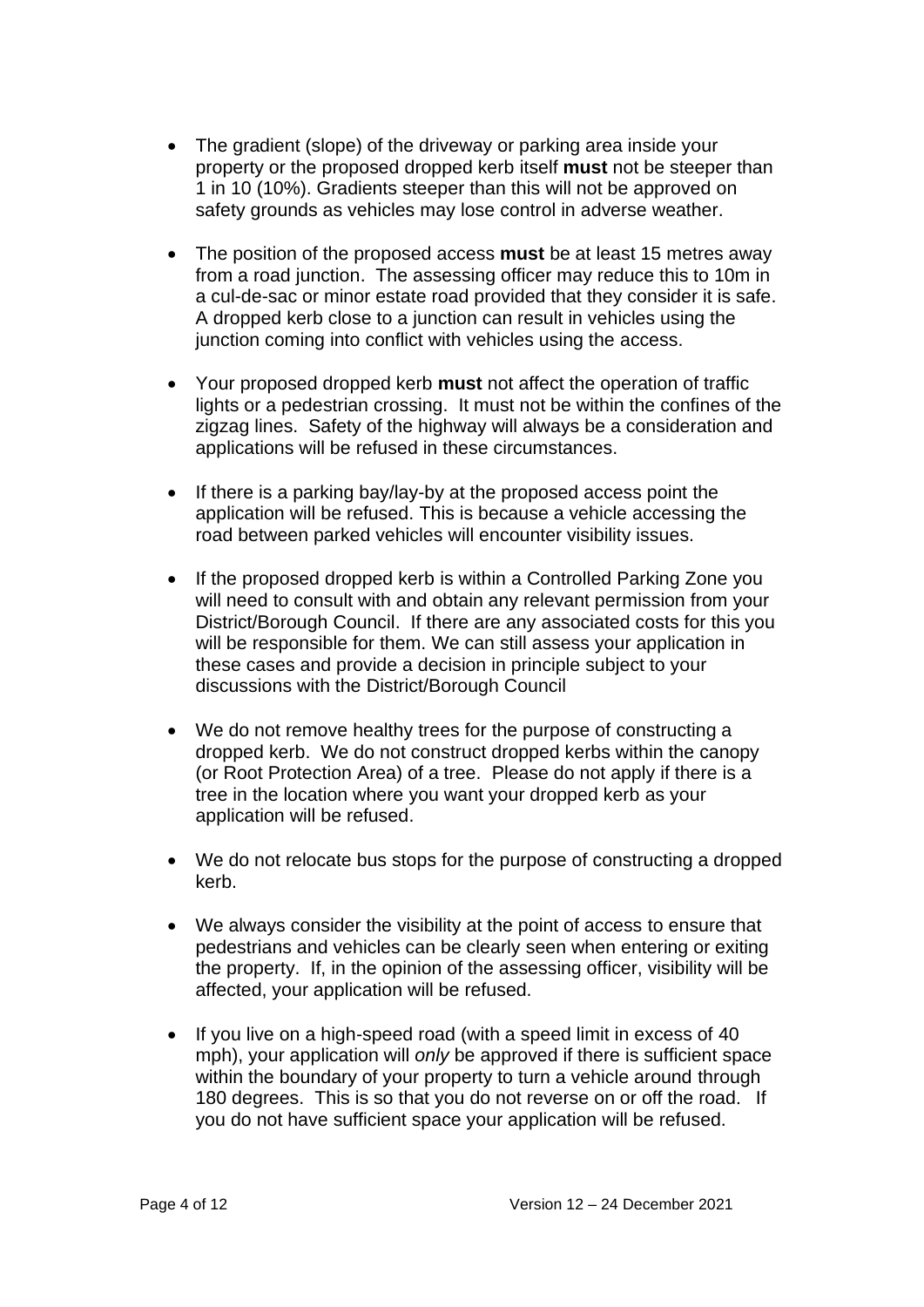- The gradient (slope) of the driveway or parking area inside your property or the proposed dropped kerb itself **must** not be steeper than 1 in 10 (10%). Gradients steeper than this will not be approved on safety grounds as vehicles may lose control in adverse weather.

- The position of the proposed access **must** be at least 15 metres away from a road junction. The assessing officer may reduce this to 10m in a cul-de-sac or minor estate road provided that they consider it is safe. A dropped kerb close to a junction can result in vehicles using the junction coming into conflict with vehicles using the access.

- Your proposed dropped kerb **must** not affect the operation of traffic lights or a pedestrian crossing. It must not be within the confines of the zigzag lines. Safety of the highway will always be a consideration and applications will be refused in these circumstances.

- If there is a parking bay/lay-by at the proposed access point the application will be refused. This is because a vehicle accessing the road between parked vehicles will encounter visibility issues.

- If the proposed dropped kerb is within a Controlled Parking Zone you will need to consult with and obtain any relevant permission from your District/Borough Council. If there are any associated costs for this you will be responsible for them. We can still assess your application in these cases and provide a decision in principle subject to your discussions with the District/Borough Council

- We do not remove healthy trees for the purpose of constructing a dropped kerb. We do not construct dropped kerbs within the canopy (or Root Protection Area) of a tree. Please do not apply if there is a tree in the location where you want your dropped kerb as your application will be refused.

- We do not relocate bus stops for the purpose of constructing a dropped kerb.

- We always consider the visibility at the point of access to ensure that pedestrians and vehicles can be clearly seen when entering or exiting the property. If, in the opinion of the assessing officer, visibility will be affected, your application will be refused.

- If you live on a high-speed road (with a speed limit in excess of 40 mph), your application will *only* be approved if there is sufficient space within the boundary of your property to turn a vehicle around through 180 degrees. This is so that you do not reverse on or off the road. If you do not have sufficient space your application will be refused.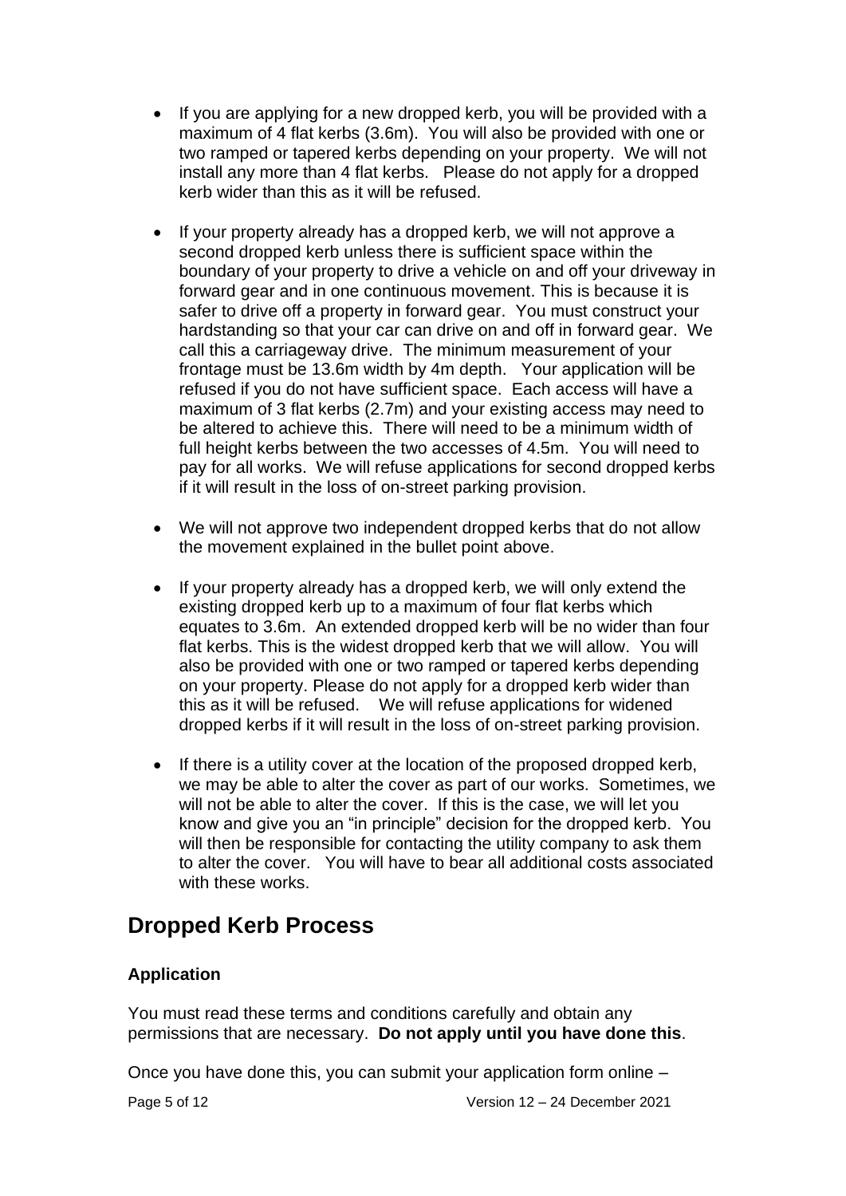- If you are applying for a new dropped kerb, you will be provided with a maximum of 4 flat kerbs (3.6m). You will also be provided with one or two ramped or tapered kerbs depending on your property. We will not install any more than 4 flat kerbs. Please do not apply for a dropped kerb wider than this as it will be refused.

- If your property already has a dropped kerb, we will not approve a second dropped kerb unless there is sufficient space within the boundary of your property to drive a vehicle on and off your driveway in forward gear and in one continuous movement. This is because it is safer to drive off a property in forward gear. You must construct your hardstanding so that your car can drive on and off in forward gear. We call this a carriageway drive. The minimum measurement of your frontage must be 13.6m width by 4m depth. Your application will be refused if you do not have sufficient space. Each access will have a maximum of 3 flat kerbs (2.7m) and your existing access may need to be altered to achieve this. There will need to be a minimum width of full height kerbs between the two accesses of 4.5m. You will need to pay for all works. We will refuse applications for second dropped kerbs if it will result in the loss of on-street parking provision.

- We will not approve two independent dropped kerbs that do not allow the movement explained in the bullet point above.

- If your property already has a dropped kerb, we will only extend the existing dropped kerb up to a maximum of four flat kerbs which equates to 3.6m. An extended dropped kerb will be no wider than four flat kerbs. This is the widest dropped kerb that we will allow. You will also be provided with one or two ramped or tapered kerbs depending on your property. Please do not apply for a dropped kerb wider than this as it will be refused. We will refuse applications for widened dropped kerbs if it will result in the loss of on-street parking provision.

- If there is a utility cover at the location of the proposed dropped kerb, we may be able to alter the cover as part of our works. Sometimes, we will not be able to alter the cover. If this is the case, we will let you know and give you an "in principle" decision for the dropped kerb. You will then be responsible for contacting the utility company to ask them to alter the cover. You will have to bear all additional costs associated with these works.

## Dropped Kerb Process

### Application

You must read these terms and conditions carefully and obtain any permissions that are necessary. **Do not apply until you have done this**.

Once you have done this, you can submit your application form online –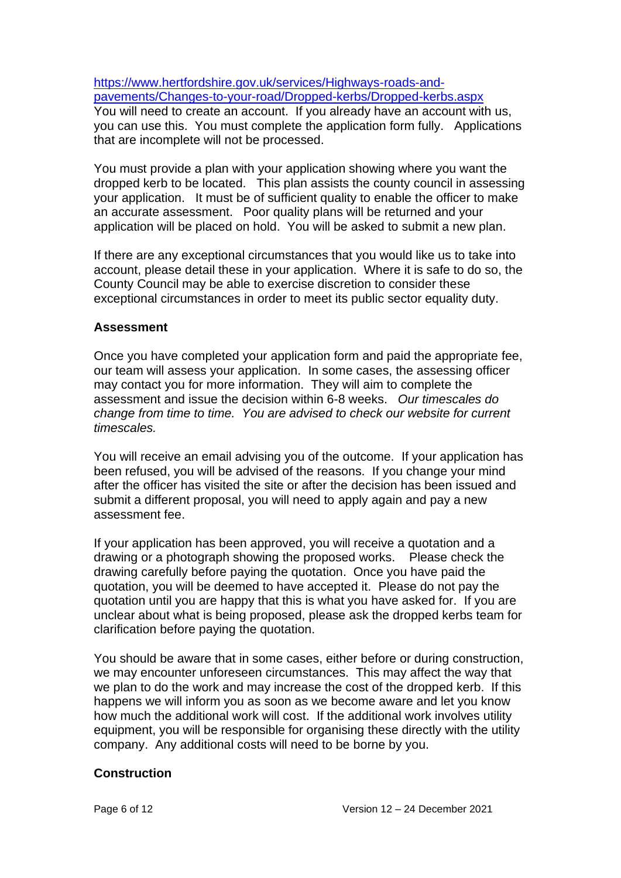[https://www.hertfordshire.gov.uk/services/Highways-roads-and-pavements/Changes-to-your-road/Dropped-kerbs/Dropped-kerbs.aspx](https://www.hertfordshire.gov.uk/services/Highways-roads-and-pavements/Changes-to-your-road/Dropped-kerbs/Dropped-kerbs.aspx)
You will need to create an account. If you already have an account with us, you can use this. You must complete the application form fully. Applications that are incomplete will not be processed.

You must provide a plan with your application showing where you want the dropped kerb to be located. This plan assists the county council in assessing your application. It must be of sufficient quality to enable the officer to make an accurate assessment. Poor quality plans will be returned and your application will be placed on hold. You will be asked to submit a new plan.

If there are any exceptional circumstances that you would like us to take into account, please detail these in your application. Where it is safe to do so, the County Council may be able to exercise discretion to consider these exceptional circumstances in order to meet its public sector equality duty.

**Assessment**

Once you have completed your application form and paid the appropriate fee, our team will assess your application. In some cases, the assessing officer may contact you for more information. They will aim to complete the assessment and issue the decision within 6-8 weeks. *Our timescales do change from time to time. You are advised to check our website for current timescales.*

You will receive an email advising you of the outcome. If your application has been refused, you will be advised of the reasons. If you change your mind after the officer has visited the site or after the decision has been issued and submit a different proposal, you will need to apply again and pay a new assessment fee.

If your application has been approved, you will receive a quotation and a drawing or a photograph showing the proposed works. Please check the drawing carefully before paying the quotation. Once you have paid the quotation, you will be deemed to have accepted it. Please do not pay the quotation until you are happy that this is what you have asked for. If you are unclear about what is being proposed, please ask the dropped kerbs team for clarification before paying the quotation.

You should be aware that in some cases, either before or during construction, we may encounter unforeseen circumstances. This may affect the way that we plan to do the work and may increase the cost of the dropped kerb. If this happens we will inform you as soon as we become aware and let you know how much the additional work will cost. If the additional work involves utility equipment, you will be responsible for organising these directly with the utility company. Any additional costs will need to be borne by you.

**Construction**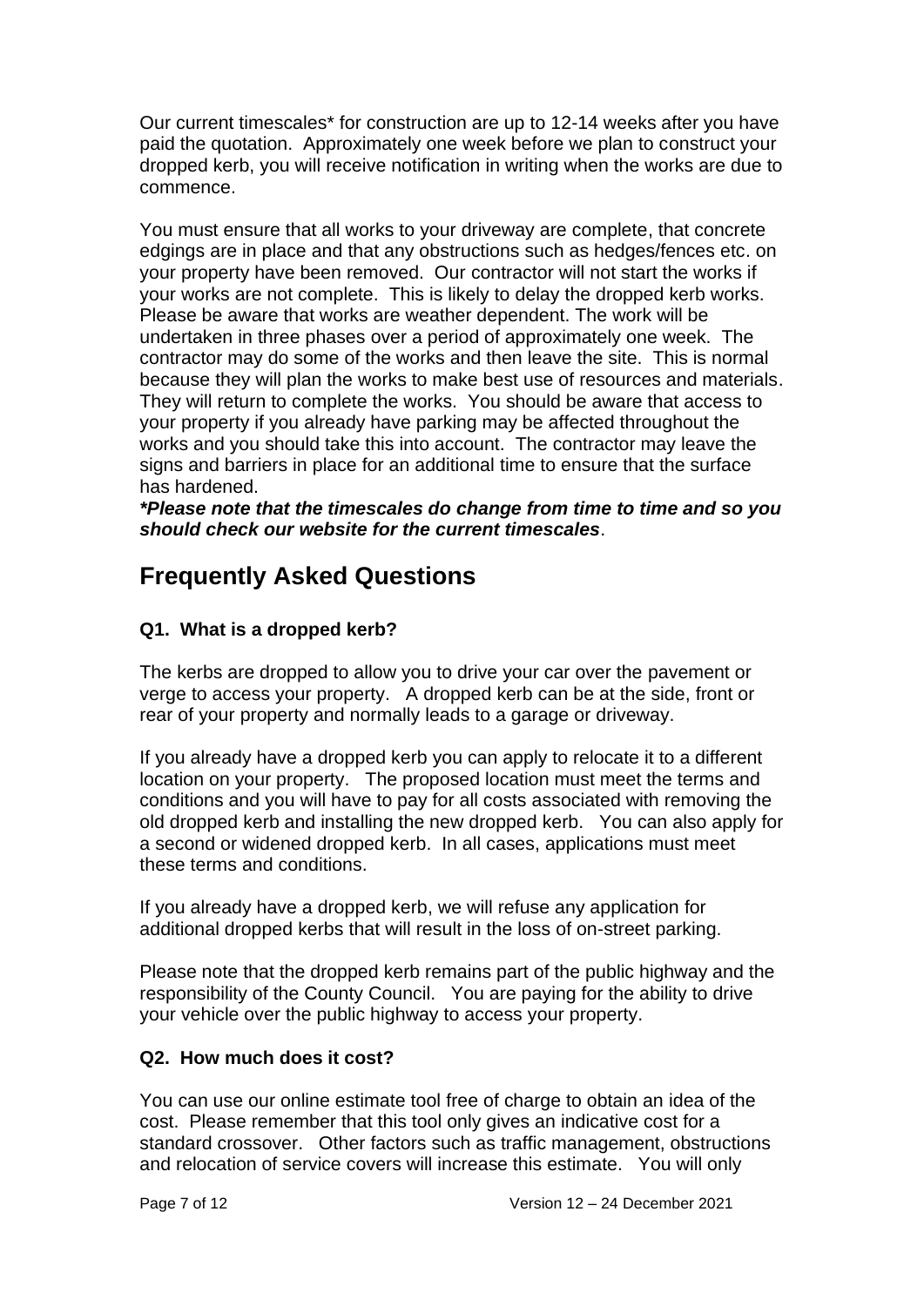Our current timescales* for construction are up to 12-14 weeks after you have paid the quotation. Approximately one week before we plan to construct your dropped kerb, you will receive notification in writing when the works are due to commence.

You must ensure that all works to your driveway are complete, that concrete edgings are in place and that any obstructions such as hedges/fences etc. on your property have been removed. Our contractor will not start the works if your works are not complete. This is likely to delay the dropped kerb works. Please be aware that works are weather dependent. The work will be undertaken in three phases over a period of approximately one week. The contractor may do some of the works and then leave the site. This is normal because they will plan the works to make best use of resources and materials. They will return to complete the works. You should be aware that access to your property if you already have parking may be affected throughout the works and you should take this into account. The contractor may leave the signs and barriers in place for an additional time to ensure that the surface has hardened.

***Please note that the timescales do change from time to time and so you should check our website for the current timescales***.

## Frequently Asked Questions

### Q1. What is a dropped kerb?

The kerbs are dropped to allow you to drive your car over the pavement or verge to access your property. A dropped kerb can be at the side, front or rear of your property and normally leads to a garage or driveway.

If you already have a dropped kerb you can apply to relocate it to a different location on your property. The proposed location must meet the terms and conditions and you will have to pay for all costs associated with removing the old dropped kerb and installing the new dropped kerb. You can also apply for a second or widened dropped kerb. In all cases, applications must meet these terms and conditions.

If you already have a dropped kerb, we will refuse any application for additional dropped kerbs that will result in the loss of on-street parking.

Please note that the dropped kerb remains part of the public highway and the responsibility of the County Council. You are paying for the ability to drive your vehicle over the public highway to access your property.

### Q2. How much does it cost?

You can use our online estimate tool free of charge to obtain an idea of the cost. Please remember that this tool only gives an indicative cost for a standard crossover. Other factors such as traffic management, obstructions and relocation of service covers will increase this estimate. You will only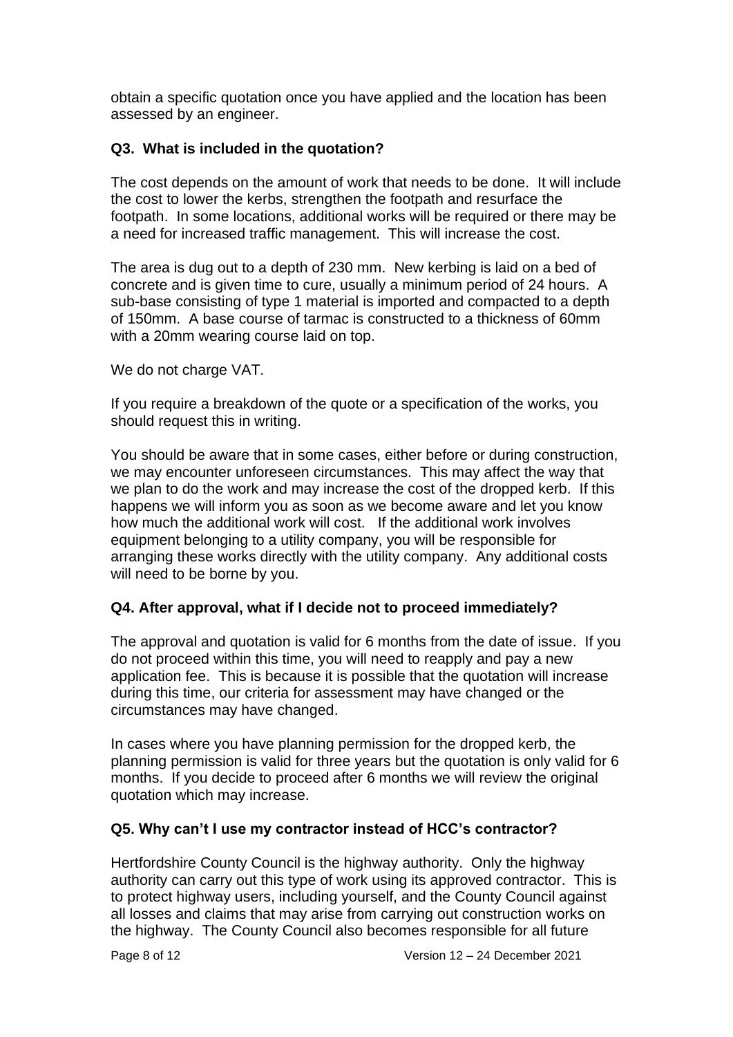obtain a specific quotation once you have applied and the location has been assessed by an engineer.

### Q3. What is included in the quotation?

The cost depends on the amount of work that needs to be done. It will include the cost to lower the kerbs, strengthen the footpath and resurface the footpath. In some locations, additional works will be required or there may be a need for increased traffic management. This will increase the cost.

The area is dug out to a depth of 230 mm. New kerbing is laid on a bed of concrete and is given time to cure, usually a minimum period of 24 hours. A sub-base consisting of type 1 material is imported and compacted to a depth of 150mm. A base course of tarmac is constructed to a thickness of 60mm with a 20mm wearing course laid on top.

We do not charge VAT.

If you require a breakdown of the quote or a specification of the works, you should request this in writing.

You should be aware that in some cases, either before or during construction, we may encounter unforeseen circumstances. This may affect the way that we plan to do the work and may increase the cost of the dropped kerb. If this happens we will inform you as soon as we become aware and let you know how much the additional work will cost. If the additional work involves equipment belonging to a utility company, you will be responsible for arranging these works directly with the utility company. Any additional costs will need to be borne by you.

### Q4. After approval, what if I decide not to proceed immediately?

The approval and quotation is valid for 6 months from the date of issue. If you do not proceed within this time, you will need to reapply and pay a new application fee. This is because it is possible that the quotation will increase during this time, our criteria for assessment may have changed or the circumstances may have changed.

In cases where you have planning permission for the dropped kerb, the planning permission is valid for three years but the quotation is only valid for 6 months. If you decide to proceed after 6 months we will review the original quotation which may increase.

### Q5. Why can't I use my contractor instead of HCC's contractor?

Hertfordshire County Council is the highway authority. Only the highway authority can carry out this type of work using its approved contractor. This is to protect highway users, including yourself, and the County Council against all losses and claims that may arise from carrying out construction works on the highway. The County Council also becomes responsible for all future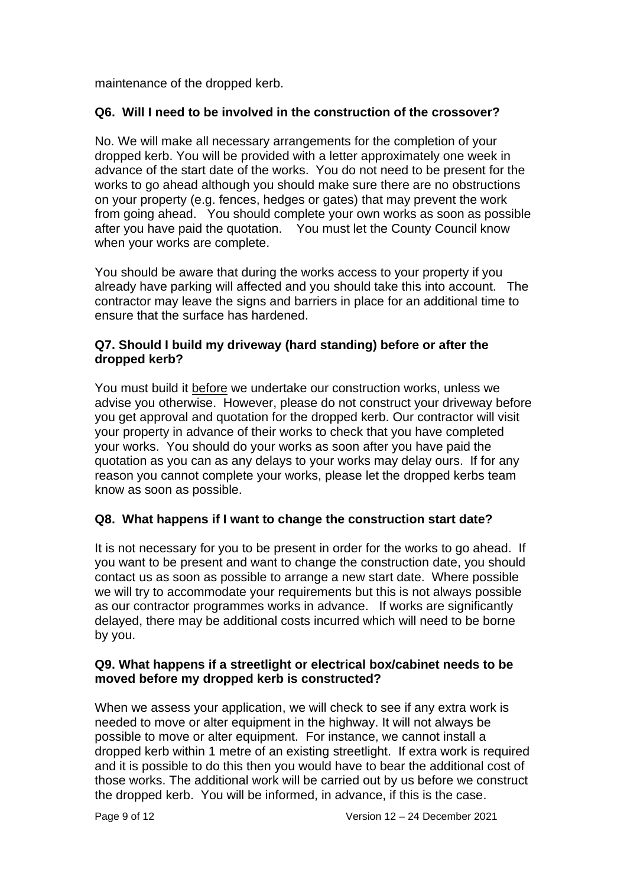maintenance of the dropped kerb.

**Q6. Will I need to be involved in the construction of the crossover?**

No. We will make all necessary arrangements for the completion of your dropped kerb. You will be provided with a letter approximately one week in advance of the start date of the works. You do not need to be present for the works to go ahead although you should make sure there are no obstructions on your property (e.g. fences, hedges or gates) that may prevent the work from going ahead. You should complete your own works as soon as possible after you have paid the quotation. You must let the County Council know when your works are complete.

You should be aware that during the works access to your property if you already have parking will affected and you should take this into account. The contractor may leave the signs and barriers in place for an additional time to ensure that the surface has hardened.

**Q7. Should I build my driveway (hard standing) before or after the dropped kerb?**

You must build it <u>before</u> we undertake our construction works, unless we advise you otherwise. However, please do not construct your driveway before you get approval and quotation for the dropped kerb. Our contractor will visit your property in advance of their works to check that you have completed your works. You should do your works as soon after you have paid the quotation as you can as any delays to your works may delay ours. If for any reason you cannot complete your works, please let the dropped kerbs team know as soon as possible.

**Q8. What happens if I want to change the construction start date?**

It is not necessary for you to be present in order for the works to go ahead. If you want to be present and want to change the construction date, you should contact us as soon as possible to arrange a new start date. Where possible we will try to accommodate your requirements but this is not always possible as our contractor programmes works in advance. If works are significantly delayed, there may be additional costs incurred which will need to be borne by you.

**Q9. What happens if a streetlight or electrical box/cabinet needs to be moved before my dropped kerb is constructed?**

When we assess your application, we will check to see if any extra work is needed to move or alter equipment in the highway. It will not always be possible to move or alter equipment. For instance, we cannot install a dropped kerb within 1 metre of an existing streetlight. If extra work is required and it is possible to do this then you would have to bear the additional cost of those works. The additional work will be carried out by us before we construct the dropped kerb. You will be informed, in advance, if this is the case.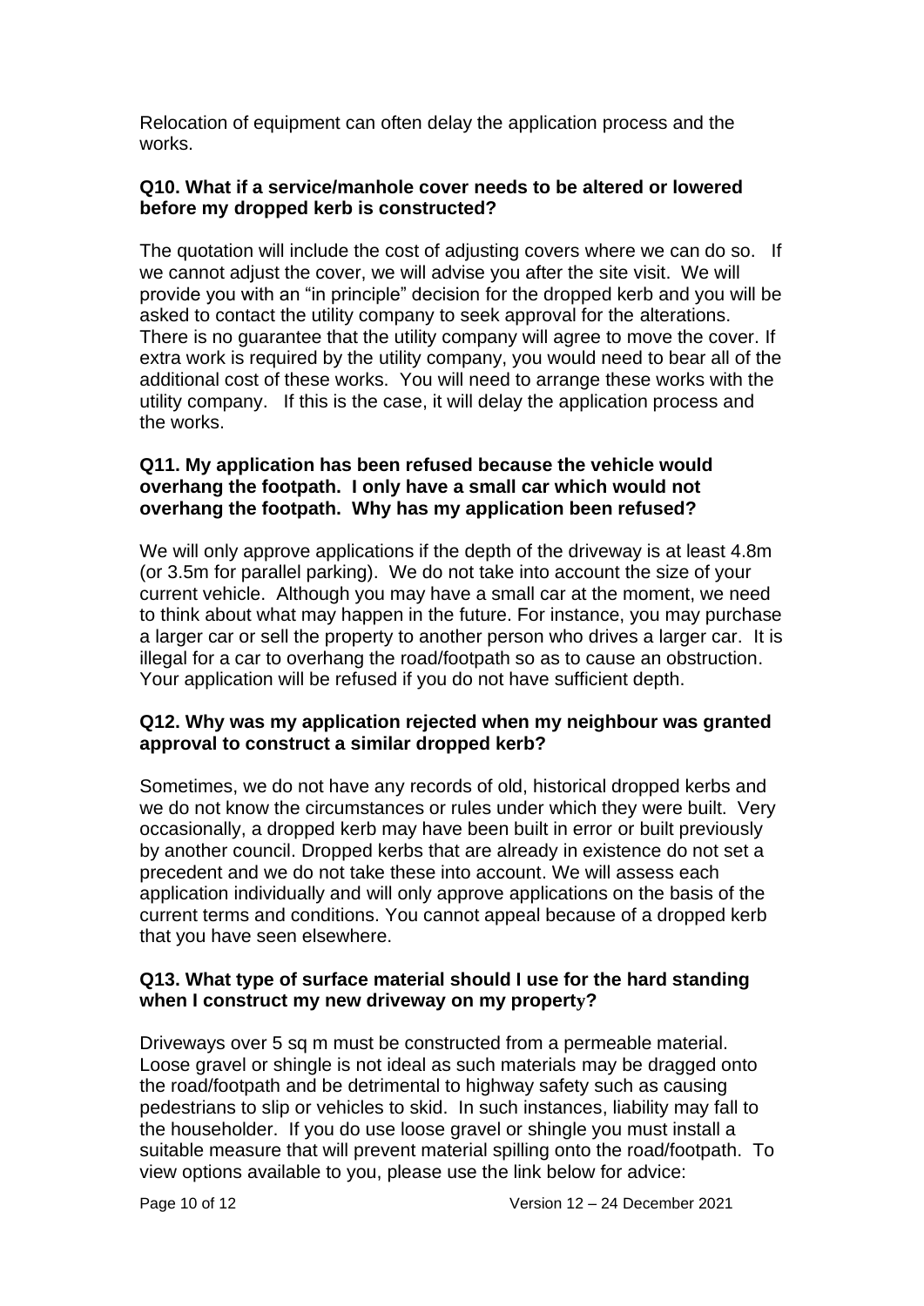Relocation of equipment can often delay the application process and the works.

**Q10. What if a service/manhole cover needs to be altered or lowered before my dropped kerb is constructed?**

The quotation will include the cost of adjusting covers where we can do so. If we cannot adjust the cover, we will advise you after the site visit. We will provide you with an "in principle" decision for the dropped kerb and you will be asked to contact the utility company to seek approval for the alterations. There is no guarantee that the utility company will agree to move the cover. If extra work is required by the utility company, you would need to bear all of the additional cost of these works. You will need to arrange these works with the utility company. If this is the case, it will delay the application process and the works.

**Q11. My application has been refused because the vehicle would overhang the footpath. I only have a small car which would not overhang the footpath. Why has my application been refused?**

We will only approve applications if the depth of the driveway is at least 4.8m (or 3.5m for parallel parking). We do not take into account the size of your current vehicle. Although you may have a small car at the moment, we need to think about what may happen in the future. For instance, you may purchase a larger car or sell the property to another person who drives a larger car. It is illegal for a car to overhang the road/footpath so as to cause an obstruction. Your application will be refused if you do not have sufficient depth.

**Q12. Why was my application rejected when my neighbour was granted approval to construct a similar dropped kerb?**

Sometimes, we do not have any records of old, historical dropped kerbs and we do not know the circumstances or rules under which they were built. Very occasionally, a dropped kerb may have been built in error or built previously by another council. Dropped kerbs that are already in existence do not set a precedent and we do not take these into account. We will assess each application individually and will only approve applications on the basis of the current terms and conditions. You cannot appeal because of a dropped kerb that you have seen elsewhere.

**Q13. What type of surface material should I use for the hard standing when I construct my new driveway on my property?**

Driveways over 5 sq m must be constructed from a permeable material. Loose gravel or shingle is not ideal as such materials may be dragged onto the road/footpath and be detrimental to highway safety such as causing pedestrians to slip or vehicles to skid. In such instances, liability may fall to the householder. If you do use loose gravel or shingle you must install a suitable measure that will prevent material spilling onto the road/footpath. To view options available to you, please use the link below for advice: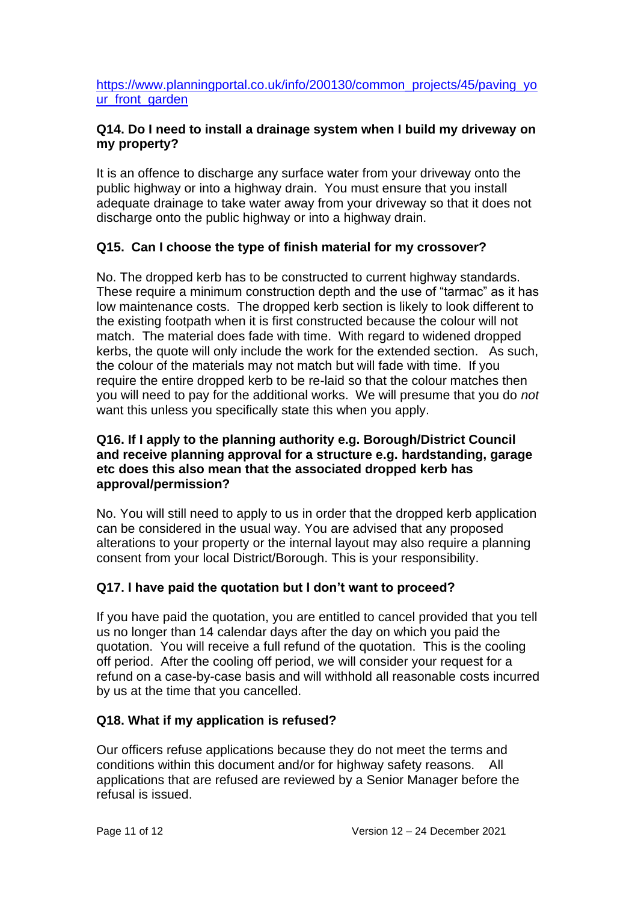https://www.planningportal.co.uk/info/200130/common_projects/45/paving_your_front_garden

**Q14. Do I need to install a drainage system when I build my driveway on my property?**

It is an offence to discharge any surface water from your driveway onto the public highway or into a highway drain. You must ensure that you install adequate drainage to take water away from your driveway so that it does not discharge onto the public highway or into a highway drain.

**Q15. Can I choose the type of finish material for my crossover?**

No. The dropped kerb has to be constructed to current highway standards. These require a minimum construction depth and the use of "tarmac" as it has low maintenance costs. The dropped kerb section is likely to look different to the existing footpath when it is first constructed because the colour will not match. The material does fade with time. With regard to widened dropped kerbs, the quote will only include the work for the extended section. As such, the colour of the materials may not match but will fade with time. If you require the entire dropped kerb to be re-laid so that the colour matches then you will need to pay for the additional works. We will presume that you do *not* want this unless you specifically state this when you apply.

**Q16. If I apply to the planning authority e.g. Borough/District Council and receive planning approval for a structure e.g. hardstanding, garage etc does this also mean that the associated dropped kerb has approval/permission?**

No. You will still need to apply to us in order that the dropped kerb application can be considered in the usual way. You are advised that any proposed alterations to your property or the internal layout may also require a planning consent from your local District/Borough. This is your responsibility.

**Q17. I have paid the quotation but I don't want to proceed?**

If you have paid the quotation, you are entitled to cancel provided that you tell us no longer than 14 calendar days after the day on which you paid the quotation. You will receive a full refund of the quotation. This is the cooling off period. After the cooling off period, we will consider your request for a refund on a case-by-case basis and will withhold all reasonable costs incurred by us at the time that you cancelled.

**Q18. What if my application is refused?**

Our officers refuse applications because they do not meet the terms and conditions within this document and/or for highway safety reasons. All applications that are refused are reviewed by a Senior Manager before the refusal is issued.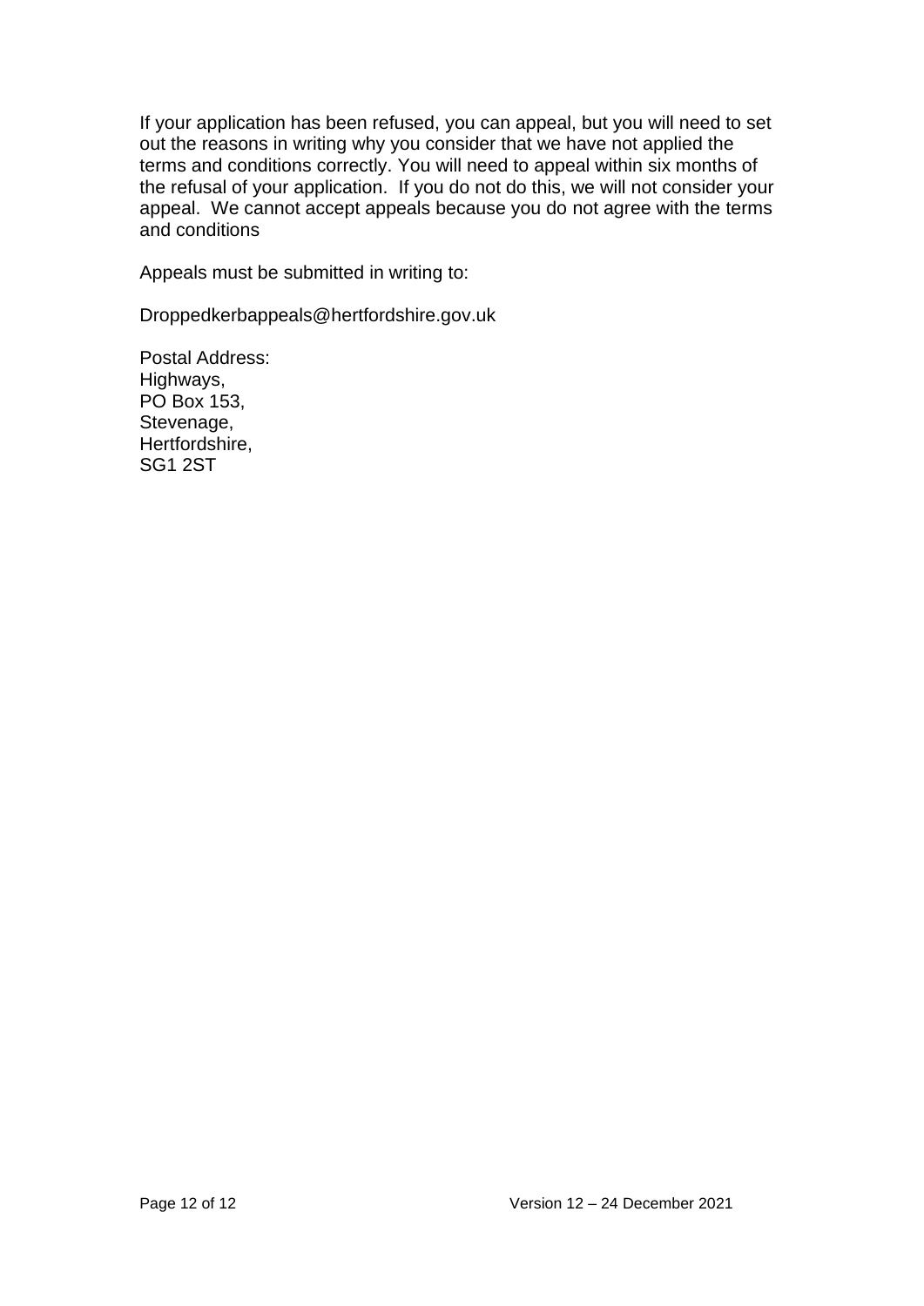If your application has been refused, you can appeal, but you will need to set out the reasons in writing why you consider that we have not applied the terms and conditions correctly. You will need to appeal within six months of the refusal of your application. If you do not do this, we will not consider your appeal. We cannot accept appeals because you do not agree with the terms and conditions

Appeals must be submitted in writing to:

Droppedkerbappeals@hertfordshire.gov.uk

Postal Address:
Highways,
PO Box 153,
Stevenage,
Hertfordshire,
SG1 2ST